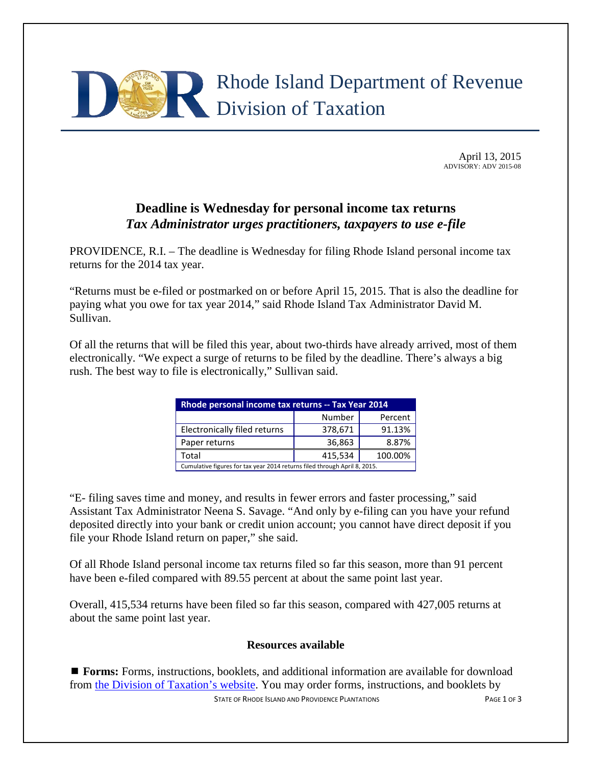# Rhode Island Department of Revenue
## Division of Taxation

April 13, 2015
ADVISORY: ADV 2015-08

## Deadline is Wednesday for personal income tax returns
### *Tax Administrator urges practitioners, taxpayers to use e-file*

PROVIDENCE, R.I. – The deadline is Wednesday for filing Rhode Island personal income tax returns for the 2014 tax year.

"Returns must be e-filed or postmarked on or before April 15, 2015. That is also the deadline for paying what you owe for tax year 2014," said Rhode Island Tax Administrator David M. Sullivan.

Of all the returns that will be filed this year, about two-thirds have already arrived, most of them electronically. "We expect a surge of returns to be filed by the deadline. There's always a big rush. The best way to file is electronically," Sullivan said.

**Rhode personal income tax returns -- Tax Year 2014**

| | Number | Percent |
|---|---|---|
| Electronically filed returns | 378,671 | 91.13% |
| Paper returns | 36,863 | 8.87% |
| Total | 415,534 | 100.00% |

Cumulative figures for tax year 2014 returns filed through April 8, 2015.

"E- filing saves time and money, and results in fewer errors and faster processing," said Assistant Tax Administrator Neena S. Savage. "And only by e-filing can you have your refund deposited directly into your bank or credit union account; you cannot have direct deposit if you file your Rhode Island return on paper," she said.

Of all Rhode Island personal income tax returns filed so far this season, more than 91 percent have been e-filed compared with 89.55 percent at about the same point last year.

Overall, 415,534 returns have been filed so far this season, compared with 427,005 returns at about the same point last year.

### Resources available

■ **Forms:** Forms, instructions, booklets, and additional information are available for download from the Division of Taxation's website. You may order forms, instructions, and booklets by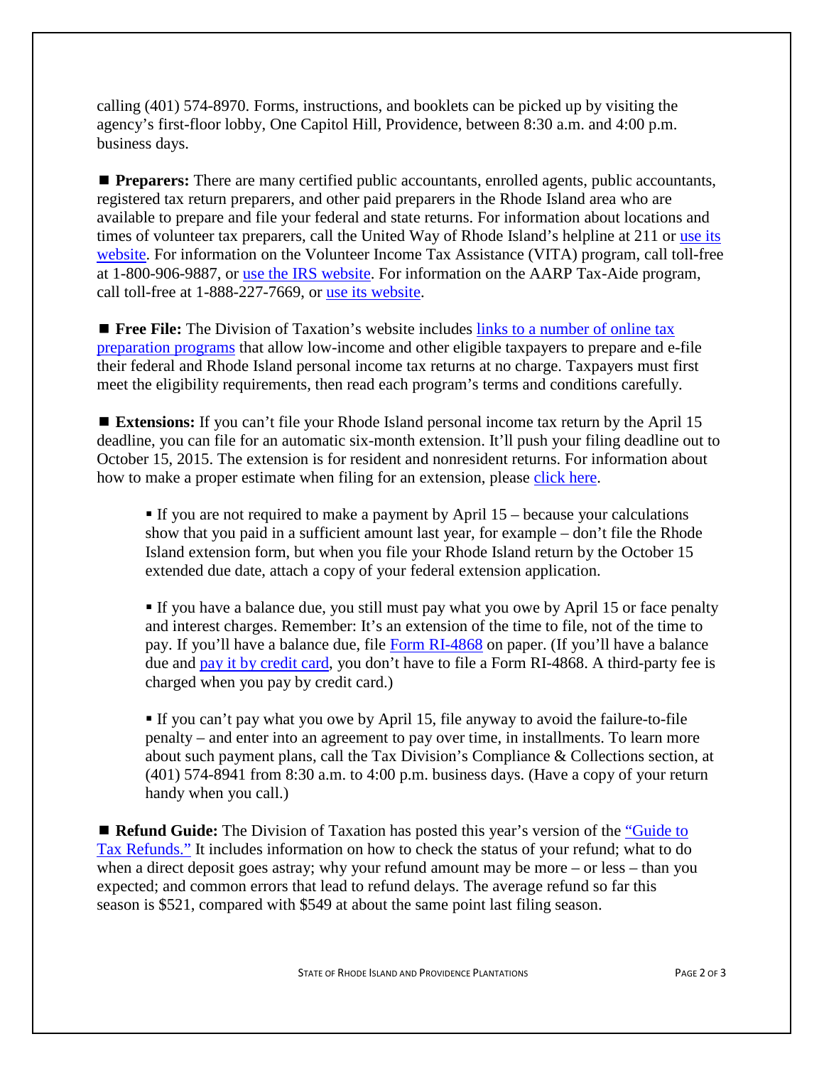calling (401) 574-8970. Forms, instructions, and booklets can be picked up by visiting the agency's first-floor lobby, One Capitol Hill, Providence, between 8:30 a.m. and 4:00 p.m. business days.

■ **Preparers:** There are many certified public accountants, enrolled agents, public accountants, registered tax return preparers, and other paid preparers in the Rhode Island area who are available to prepare and file your federal and state returns. For information about locations and times of volunteer tax preparers, call the United Way of Rhode Island's helpline at 211 or use its website. For information on the Volunteer Income Tax Assistance (VITA) program, call toll-free at 1-800-906-9887, or use the IRS website. For information on the AARP Tax-Aide program, call toll-free at 1-888-227-7669, or use its website.

■ **Free File:** The Division of Taxation's website includes links to a number of online tax preparation programs that allow low-income and other eligible taxpayers to prepare and e-file their federal and Rhode Island personal income tax returns at no charge. Taxpayers must first meet the eligibility requirements, then read each program's terms and conditions carefully.

■ **Extensions:** If you can't file your Rhode Island personal income tax return by the April 15 deadline, you can file for an automatic six-month extension. It'll push your filing deadline out to October 15, 2015. The extension is for resident and nonresident returns. For information about how to make a proper estimate when filing for an extension, please click here.

- If you are not required to make a payment by April 15 – because your calculations show that you paid in a sufficient amount last year, for example – don't file the Rhode Island extension form, but when you file your Rhode Island return by the October 15 extended due date, attach a copy of your federal extension application.

- If you have a balance due, you still must pay what you owe by April 15 or face penalty and interest charges. Remember: It's an extension of the time to file, not of the time to pay. If you'll have a balance due, file Form RI-4868 on paper. (If you'll have a balance due and pay it by credit card, you don't have to file a Form RI-4868. A third-party fee is charged when you pay by credit card.)

- If you can't pay what you owe by April 15, file anyway to avoid the failure-to-file penalty – and enter into an agreement to pay over time, in installments. To learn more about such payment plans, call the Tax Division's Compliance & Collections section, at (401) 574-8941 from 8:30 a.m. to 4:00 p.m. business days. (Have a copy of your return handy when you call.)

■ **Refund Guide:** The Division of Taxation has posted this year's version of the "Guide to Tax Refunds." It includes information on how to check the status of your refund; what to do when a direct deposit goes astray; why your refund amount may be more – or less – than you expected; and common errors that lead to refund delays. The average refund so far this season is $521, compared with $549 at about the same point last filing season.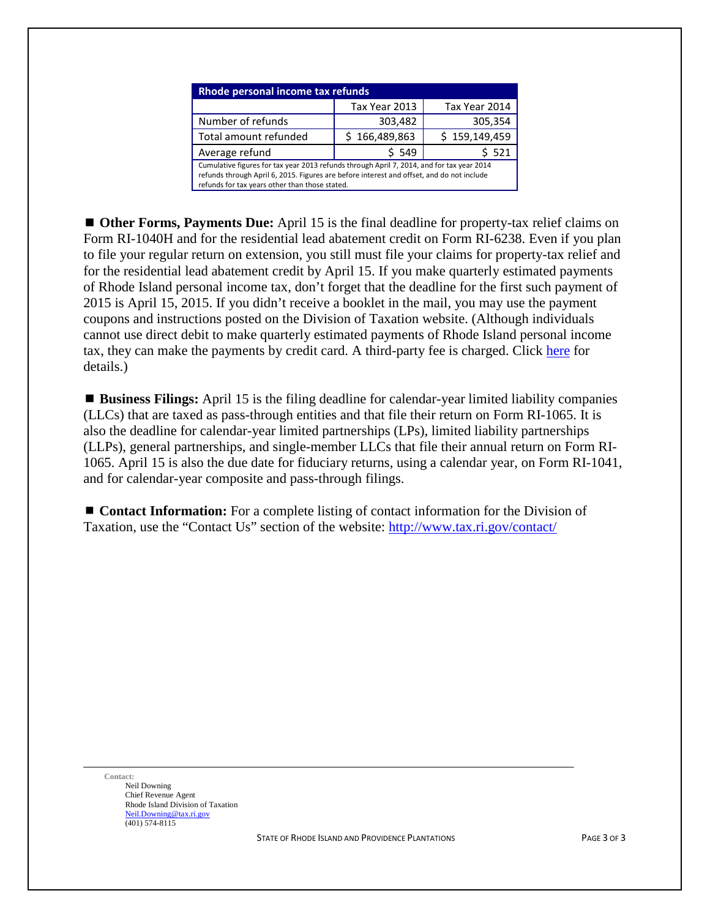| Rhode personal income tax refunds | | |
|---|---|---|
| | Tax Year 2013 | Tax Year 2014 |
| Number of refunds | 303,482 | 305,354 |
| Total amount refunded | $ 166,489,863 | $ 159,149,459 |
| Average refund | $ 549 | $ 521 |

Cumulative figures for tax year 2013 refunds through April 7, 2014, and for tax year 2014 refunds through April 6, 2015. Figures are before interest and offset, and do not include refunds for tax years other than those stated.

■ **Other Forms, Payments Due:** April 15 is the final deadline for property-tax relief claims on Form RI-1040H and for the residential lead abatement credit on Form RI-6238. Even if you plan to file your regular return on extension, you still must file your claims for property-tax relief and for the residential lead abatement credit by April 15. If you make quarterly estimated payments of Rhode Island personal income tax, don't forget that the deadline for the first such payment of 2015 is April 15, 2015. If you didn't receive a booklet in the mail, you may use the payment coupons and instructions posted on the Division of Taxation website. (Although individuals cannot use direct debit to make quarterly estimated payments of Rhode Island personal income tax, they can make the payments by credit card. A third-party fee is charged. Click here for details.)

■ **Business Filings:** April 15 is the filing deadline for calendar-year limited liability companies (LLCs) that are taxed as pass-through entities and that file their return on Form RI-1065. It is also the deadline for calendar-year limited partnerships (LPs), limited liability partnerships (LLPs), general partnerships, and single-member LLCs that file their annual return on Form RI-1065. April 15 is also the due date for fiduciary returns, using a calendar year, on Form RI-1041, and for calendar-year composite and pass-through filings.

■ **Contact Information:** For a complete listing of contact information for the Division of Taxation, use the "Contact Us" section of the website: http://www.tax.ri.gov/contact/

**Contact:**
Neil Downing
Chief Revenue Agent
Rhode Island Division of Taxation
Neil.Downing@tax.ri.gov
(401) 574-8115